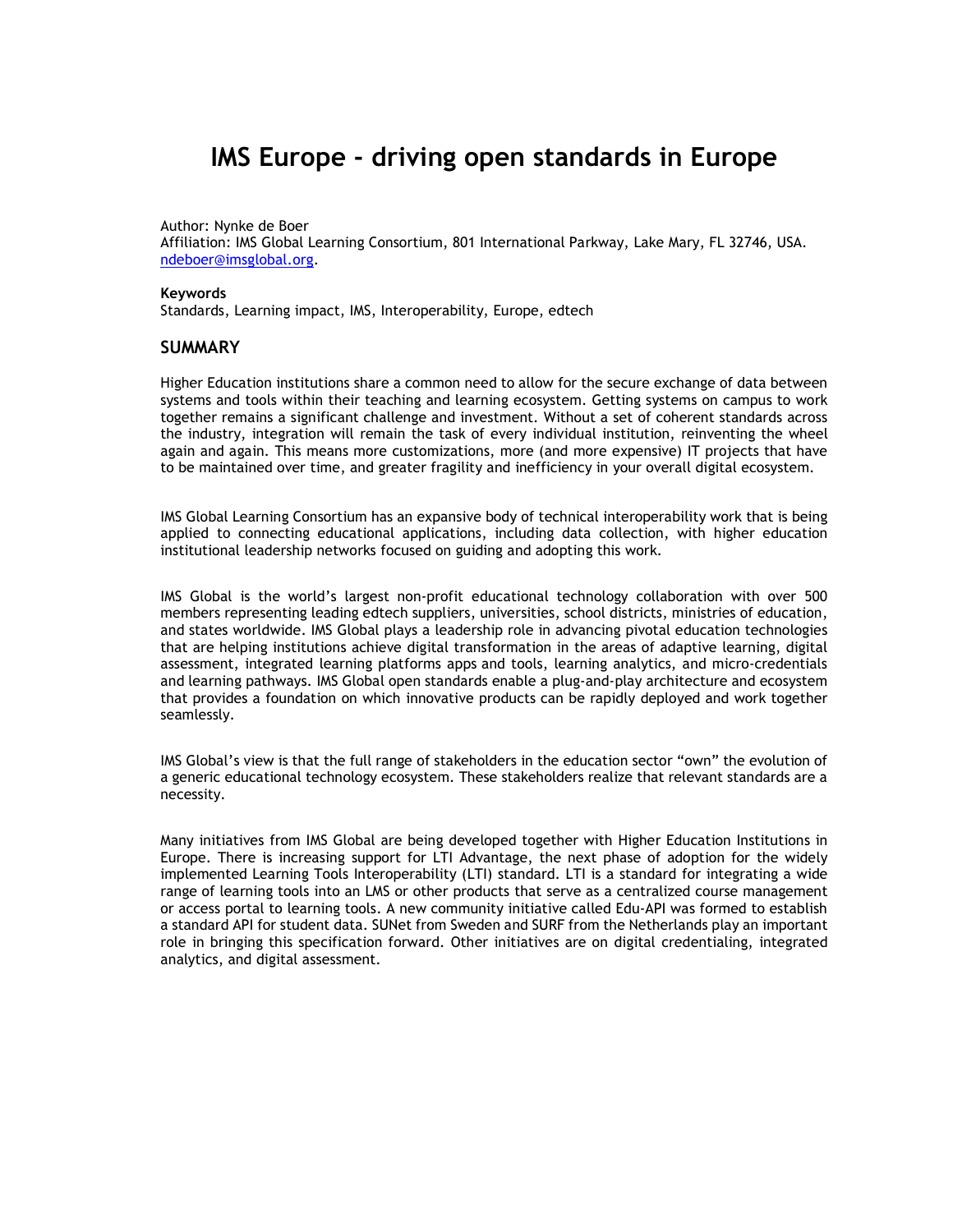# IMS Europe - driving open standards in Europe

Author: Nynke de Boer
Affiliation: IMS Global Learning Consortium, 801 International Parkway, Lake Mary, FL 32746, USA. ndeboer@imsglobal.org.

**Keywords**
Standards, Learning impact, IMS, Interoperability, Europe, edtech

## SUMMARY

Higher Education institutions share a common need to allow for the secure exchange of data between systems and tools within their teaching and learning ecosystem. Getting systems on campus to work together remains a significant challenge and investment. Without a set of coherent standards across the industry, integration will remain the task of every individual institution, reinventing the wheel again and again. This means more customizations, more (and more expensive) IT projects that have to be maintained over time, and greater fragility and inefficiency in your overall digital ecosystem.

IMS Global Learning Consortium has an expansive body of technical interoperability work that is being applied to connecting educational applications, including data collection, with higher education institutional leadership networks focused on guiding and adopting this work.

IMS Global is the world's largest non-profit educational technology collaboration with over 500 members representing leading edtech suppliers, universities, school districts, ministries of education, and states worldwide. IMS Global plays a leadership role in advancing pivotal education technologies that are helping institutions achieve digital transformation in the areas of adaptive learning, digital assessment, integrated learning platforms apps and tools, learning analytics, and micro-credentials and learning pathways. IMS Global open standards enable a plug-and-play architecture and ecosystem that provides a foundation on which innovative products can be rapidly deployed and work together seamlessly.

IMS Global's view is that the full range of stakeholders in the education sector "own" the evolution of a generic educational technology ecosystem. These stakeholders realize that relevant standards are a necessity.

Many initiatives from IMS Global are being developed together with Higher Education Institutions in Europe. There is increasing support for LTI Advantage, the next phase of adoption for the widely implemented Learning Tools Interoperability (LTI) standard. LTI is a standard for integrating a wide range of learning tools into an LMS or other products that serve as a centralized course management or access portal to learning tools. A new community initiative called Edu-API was formed to establish a standard API for student data. SUNet from Sweden and SURF from the Netherlands play an important role in bringing this specification forward. Other initiatives are on digital credentialing, integrated analytics, and digital assessment.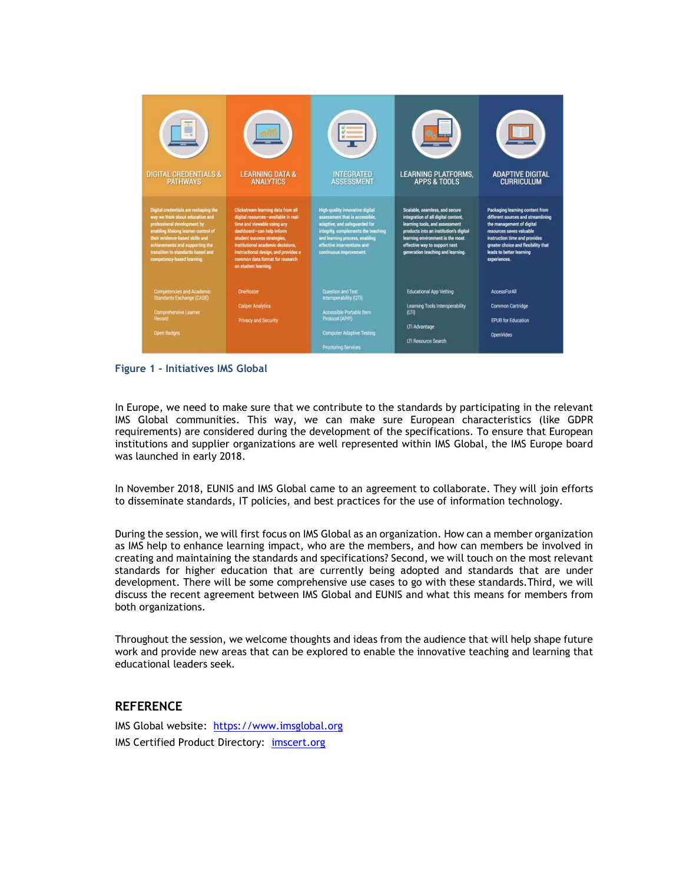| DIGITAL CREDENTIALS & PATHWAYS | LEARNING DATA & ANALYTICS | INTEGRATED ASSESSMENT | LEARNING PLATFORMS, APPS & TOOLS | ADAPTIVE DIGITAL CURRICULUM |
|---|---|---|---|---|
| Digital credentials are reshaping the way we think about education and professional development by enabling lifelong learner-control of their evidence-based skills and achievements and supporting the transition to standards-based and competency-based learning. | Clickstream learning data from all digital resources—available in real-time and viewable using any dashboard—can help inform student success strategies, institutional academic decisions, instructional design, and provides a common data format for research on student learning. | High-quality innovative digital assessment that is accessible, adaptive, and safeguarded for integrity, complements the teaching and learning process, enabling effective interventions and continuous improvement. | Scalable, seamless, and secure integration of all digital content, learning tools, and assessment products into an institution's digital learning environment is the most effective way to support next generation teaching and learning. | Packaging learning content from different sources and streamlining the management of digital resources saves valuable instruction time and provides greater choice and flexibility that leads to better learning experiences. |
| Competencies and Academic Standards Exchange (CASE) | OneRoster | Question and Test Interoperability (QTI) | Educational App Vetting | AccessForAll |
| Comprehensive Learner Record | Caliper Analytics | Accessible Portable Item Protocol (APIP) | Learning Tools Interoperability (LTI) | Common Cartridge |
| Open Badges | Privacy and Security | Computer Adaptive Testing | LTI Advantage | EPUB for Education |
| | | Proctoring Services | LTI Resource Search | OpenVideo |

**Figure 1 - Initiatives IMS Global**

In Europe, we need to make sure that we contribute to the standards by participating in the relevant IMS Global communities. This way, we can make sure European characteristics (like GDPR requirements) are considered during the development of the specifications. To ensure that European institutions and supplier organizations are well represented within IMS Global, the IMS Europe board was launched in early 2018.

In November 2018, EUNIS and IMS Global came to an agreement to collaborate. They will join efforts to disseminate standards, IT policies, and best practices for the use of information technology.

During the session, we will first focus on IMS Global as an organization. How can a member organization as IMS help to enhance learning impact, who are the members, and how can members be involved in creating and maintaining the standards and specifications? Second, we will touch on the most relevant standards for higher education that are currently being adopted and standards that are under development. There will be some comprehensive use cases to go with these standards.Third, we will discuss the recent agreement between IMS Global and EUNIS and what this means for members from both organizations.

Throughout the session, we welcome thoughts and ideas from the audience that will help shape future work and provide new areas that can be explored to enable the innovative teaching and learning that educational leaders seek.

## REFERENCE

IMS Global website: [https://www.imsglobal.org](https://www.imsglobal.org)

IMS Certified Product Directory: [imscert.org](imscert.org)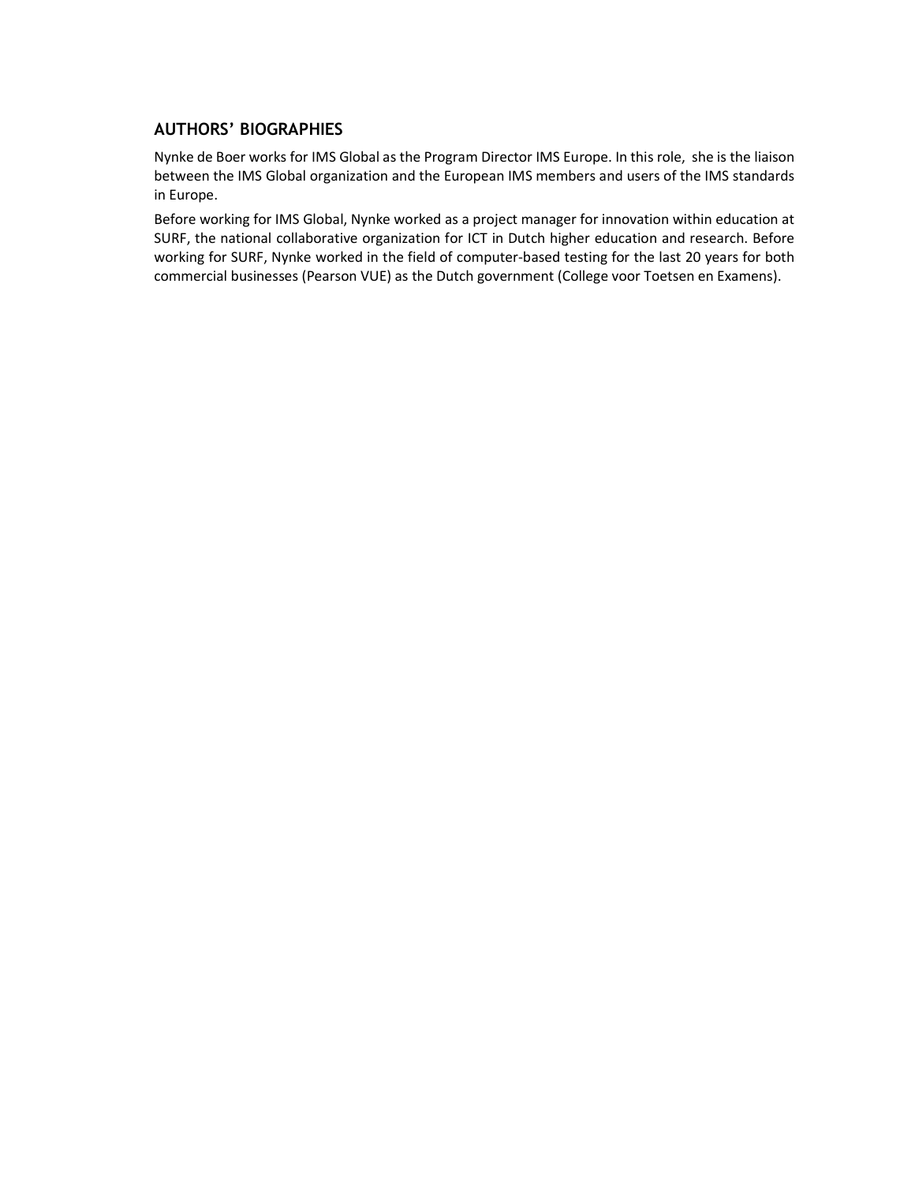## AUTHORS' BIOGRAPHIES

Nynke de Boer works for IMS Global as the Program Director IMS Europe. In this role, she is the liaison between the IMS Global organization and the European IMS members and users of the IMS standards in Europe.

Before working for IMS Global, Nynke worked as a project manager for innovation within education at SURF, the national collaborative organization for ICT in Dutch higher education and research. Before working for SURF, Nynke worked in the field of computer-based testing for the last 20 years for both commercial businesses (Pearson VUE) as the Dutch government (College voor Toetsen en Examens).